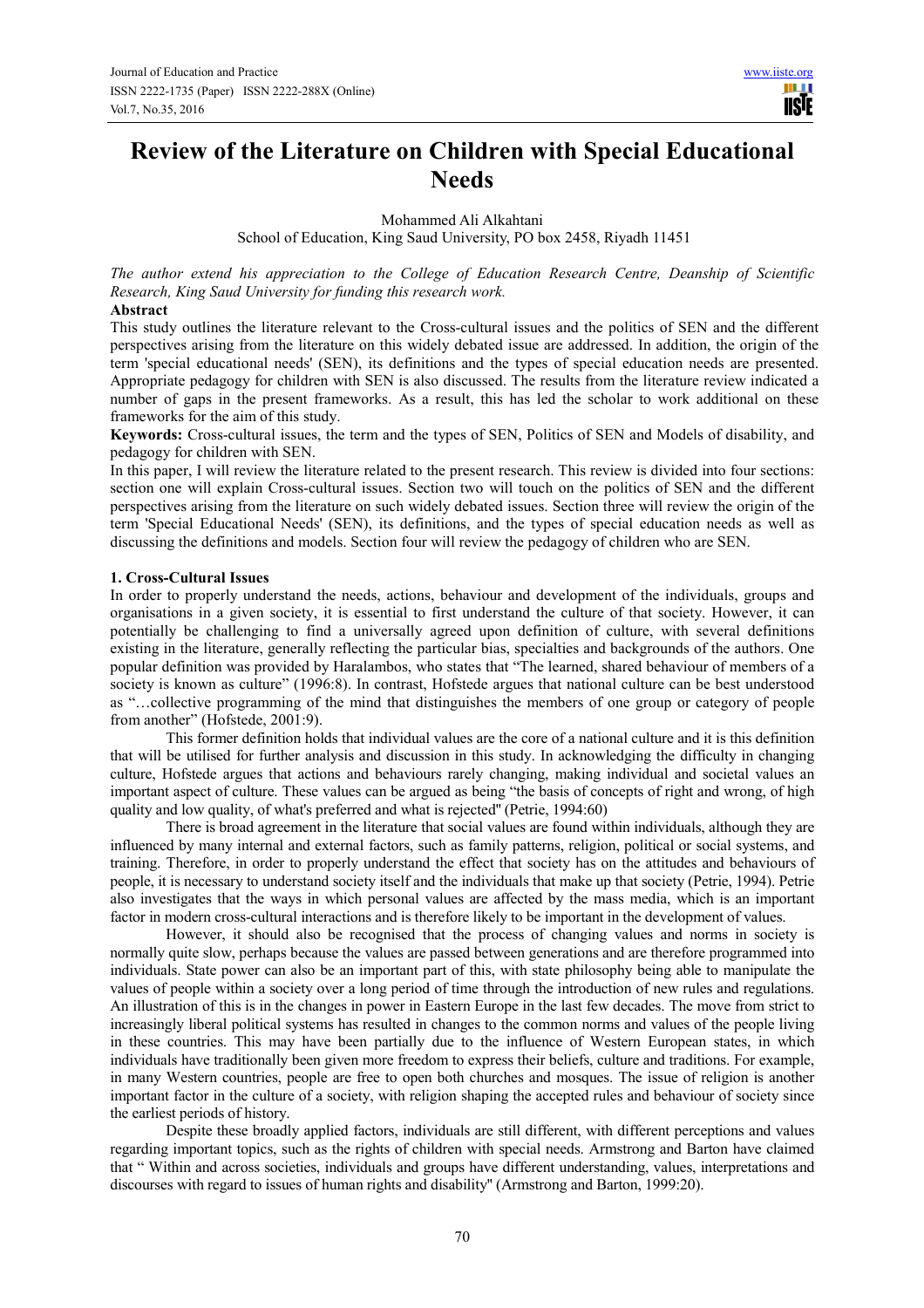# Review of the Literature on Children with Special Educational Needs

Mohammed Ali Alkahtani

School of Education, King Saud University, PO box 2458, Riyadh 11451

*The author extend his appreciation to the College of Education Research Centre, Deanship of Scientific Research, King Saud University for funding this research work.*

**Abstract**

This study outlines the literature relevant to the Cross-cultural issues and the politics of SEN and the different perspectives arising from the literature on this widely debated issue are addressed. In addition, the origin of the term 'special educational needs' (SEN), its definitions and the types of special education needs are presented. Appropriate pedagogy for children with SEN is also discussed. The results from the literature review indicated a number of gaps in the present frameworks. As a result, this has led the scholar to work additional on these frameworks for the aim of this study.

**Keywords:** Cross-cultural issues, the term and the types of SEN, Politics of SEN and Models of disability, and pedagogy for children with SEN.

In this paper, I will review the literature related to the present research. This review is divided into four sections: section one will explain Cross-cultural issues. Section two will touch on the politics of SEN and the different perspectives arising from the literature on such widely debated issues. Section three will review the origin of the term 'Special Educational Needs' (SEN), its definitions, and the types of special education needs as well as discussing the definitions and models. Section four will review the pedagogy of children who are SEN.

## 1. Cross-Cultural Issues

In order to properly understand the needs, actions, behaviour and development of the individuals, groups and organisations in a given society, it is essential to first understand the culture of that society. However, it can potentially be challenging to find a universally agreed upon definition of culture, with several definitions existing in the literature, generally reflecting the particular bias, specialties and backgrounds of the authors. One popular definition was provided by Haralambos, who states that "The learned, shared behaviour of members of a society is known as culture" (1996:8). In contrast, Hofstede argues that national culture can be best understood as "…collective programming of the mind that distinguishes the members of one group or category of people from another" (Hofstede, 2001:9).

This former definition holds that individual values are the core of a national culture and it is this definition that will be utilised for further analysis and discussion in this study. In acknowledging the difficulty in changing culture, Hofstede argues that actions and behaviours rarely changing, making individual and societal values an important aspect of culture. These values can be argued as being "the basis of concepts of right and wrong, of high quality and low quality, of what's preferred and what is rejected" (Petrie, 1994:60)

There is broad agreement in the literature that social values are found within individuals, although they are influenced by many internal and external factors, such as family patterns, religion, political or social systems, and training. Therefore, in order to properly understand the effect that society has on the attitudes and behaviours of people, it is necessary to understand society itself and the individuals that make up that society (Petrie, 1994). Petrie also investigates that the ways in which personal values are affected by the mass media, which is an important factor in modern cross-cultural interactions and is therefore likely to be important in the development of values.

However, it should also be recognised that the process of changing values and norms in society is normally quite slow, perhaps because the values are passed between generations and are therefore programmed into individuals. State power can also be an important part of this, with state philosophy being able to manipulate the values of people within a society over a long period of time through the introduction of new rules and regulations. An illustration of this is in the changes in power in Eastern Europe in the last few decades. The move from strict to increasingly liberal political systems has resulted in changes to the common norms and values of the people living in these countries. This may have been partially due to the influence of Western European states, in which individuals have traditionally been given more freedom to express their beliefs, culture and traditions. For example, in many Western countries, people are free to open both churches and mosques. The issue of religion is another important factor in the culture of a society, with religion shaping the accepted rules and behaviour of society since the earliest periods of history.

Despite these broadly applied factors, individuals are still different, with different perceptions and values regarding important topics, such as the rights of children with special needs. Armstrong and Barton have claimed that " Within and across societies, individuals and groups have different understanding, values, interpretations and discourses with regard to issues of human rights and disability" (Armstrong and Barton, 1999:20).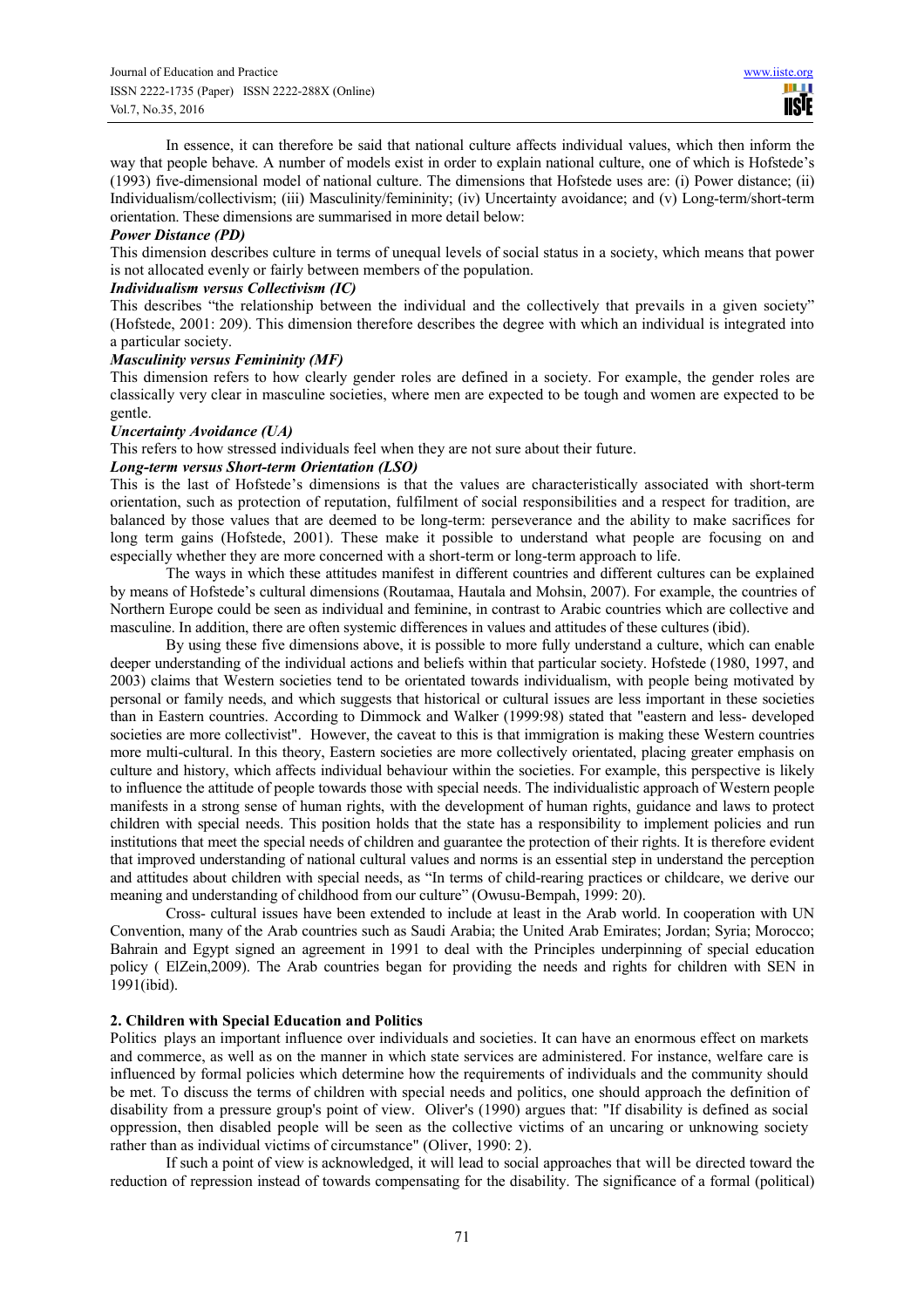In essence, it can therefore be said that national culture affects individual values, which then inform the way that people behave. A number of models exist in order to explain national culture, one of which is Hofstede's (1993) five-dimensional model of national culture. The dimensions that Hofstede uses are: (i) Power distance; (ii) Individualism/collectivism; (iii) Masculinity/femininity; (iv) Uncertainty avoidance; and (v) Long-term/short-term orientation. These dimensions are summarised in more detail below:

***Power Distance (PD)***

This dimension describes culture in terms of unequal levels of social status in a society, which means that power is not allocated evenly or fairly between members of the population.

***Individualism versus Collectivism (IC)***

This describes "the relationship between the individual and the collectively that prevails in a given society" (Hofstede, 2001: 209). This dimension therefore describes the degree with which an individual is integrated into a particular society.

***Masculinity versus Femininity (MF)***

This dimension refers to how clearly gender roles are defined in a society. For example, the gender roles are classically very clear in masculine societies, where men are expected to be tough and women are expected to be gentle.

***Uncertainty Avoidance (UA)***

This refers to how stressed individuals feel when they are not sure about their future.

***Long-term versus Short-term Orientation (LSO)***

This is the last of Hofstede's dimensions is that the values are characteristically associated with short-term orientation, such as protection of reputation, fulfilment of social responsibilities and a respect for tradition, are balanced by those values that are deemed to be long-term: perseverance and the ability to make sacrifices for long term gains (Hofstede, 2001). These make it possible to understand what people are focusing on and especially whether they are more concerned with a short-term or long-term approach to life.

The ways in which these attitudes manifest in different countries and different cultures can be explained by means of Hofstede's cultural dimensions (Routamaa, Hautala and Mohsin, 2007). For example, the countries of Northern Europe could be seen as individual and feminine, in contrast to Arabic countries which are collective and masculine. In addition, there are often systemic differences in values and attitudes of these cultures (ibid).

By using these five dimensions above, it is possible to more fully understand a culture, which can enable deeper understanding of the individual actions and beliefs within that particular society. Hofstede (1980, 1997, and 2003) claims that Western societies tend to be orientated towards individualism, with people being motivated by personal or family needs, and which suggests that historical or cultural issues are less important in these societies than in Eastern countries. According to Dimmock and Walker (1999:98) stated that "eastern and less- developed societies are more collectivist". However, the caveat to this is that immigration is making these Western countries more multi-cultural. In this theory, Eastern societies are more collectively orientated, placing greater emphasis on culture and history, which affects individual behaviour within the societies. For example, this perspective is likely to influence the attitude of people towards those with special needs. The individualistic approach of Western people manifests in a strong sense of human rights, with the development of human rights, guidance and laws to protect children with special needs. This position holds that the state has a responsibility to implement policies and run institutions that meet the special needs of children and guarantee the protection of their rights. It is therefore evident that improved understanding of national cultural values and norms is an essential step in understand the perception and attitudes about children with special needs, as "In terms of child-rearing practices or childcare, we derive our meaning and understanding of childhood from our culture" (Owusu-Bempah, 1999: 20).

Cross- cultural issues have been extended to include at least in the Arab world. In cooperation with UN Convention, many of the Arab countries such as Saudi Arabia; the United Arab Emirates; Jordan; Syria; Morocco; Bahrain and Egypt signed an agreement in 1991 to deal with the Principles underpinning of special education policy ( ElZein,2009). The Arab countries began for providing the needs and rights for children with SEN in 1991(ibid).

## 2. Children with Special Education and Politics

Politics plays an important influence over individuals and societies. It can have an enormous effect on markets and commerce, as well as on the manner in which state services are administered. For instance, welfare care is influenced by formal policies which determine how the requirements of individuals and the community should be met. To discuss the terms of children with special needs and politics, one should approach the definition of disability from a pressure group's point of view. Oliver's (1990) argues that: "If disability is defined as social oppression, then disabled people will be seen as the collective victims of an uncaring or unknowing society rather than as individual victims of circumstance" (Oliver, 1990: 2).

If such a point of view is acknowledged, it will lead to social approaches that will be directed toward the reduction of repression instead of towards compensating for the disability. The significance of a formal (political)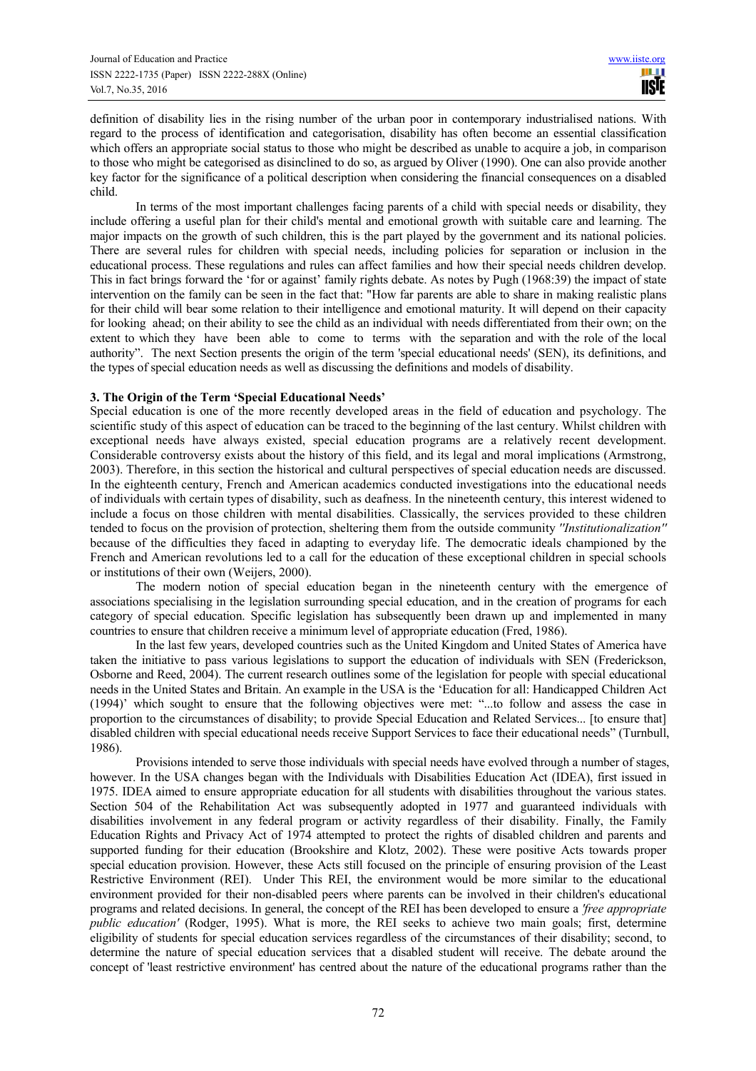definition of disability lies in the rising number of the urban poor in contemporary industrialised nations. With regard to the process of identification and categorisation, disability has often become an essential classification which offers an appropriate social status to those who might be described as unable to acquire a job, in comparison to those who might be categorised as disinclined to do so, as argued by Oliver (1990). One can also provide another key factor for the significance of a political description when considering the financial consequences on a disabled child.

In terms of the most important challenges facing parents of a child with special needs or disability, they include offering a useful plan for their child's mental and emotional growth with suitable care and learning. The major impacts on the growth of such children, this is the part played by the government and its national policies. There are several rules for children with special needs, including policies for separation or inclusion in the educational process. These regulations and rules can affect families and how their special needs children develop. This in fact brings forward the 'for or against' family rights debate. As notes by Pugh (1968:39) the impact of state intervention on the family can be seen in the fact that: "How far parents are able to share in making realistic plans for their child will bear some relation to their intelligence and emotional maturity. It will depend on their capacity for looking ahead; on their ability to see the child as an individual with needs differentiated from their own; on the extent to which they have been able to come to terms with the separation and with the role of the local authority". The next Section presents the origin of the term 'special educational needs' (SEN), its definitions, and the types of special education needs as well as discussing the definitions and models of disability.

## 3. The Origin of the Term 'Special Educational Needs'

Special education is one of the more recently developed areas in the field of education and psychology. The scientific study of this aspect of education can be traced to the beginning of the last century. Whilst children with exceptional needs have always existed, special education programs are a relatively recent development. Considerable controversy exists about the history of this field, and its legal and moral implications (Armstrong, 2003). Therefore, in this section the historical and cultural perspectives of special education needs are discussed. In the eighteenth century, French and American academics conducted investigations into the educational needs of individuals with certain types of disability, such as deafness. In the nineteenth century, this interest widened to include a focus on those children with mental disabilities. Classically, the services provided to these children tended to focus on the provision of protection, sheltering them from the outside community *"Institutionalization"* because of the difficulties they faced in adapting to everyday life. The democratic ideals championed by the French and American revolutions led to a call for the education of these exceptional children in special schools or institutions of their own (Weijers, 2000).

The modern notion of special education began in the nineteenth century with the emergence of associations specialising in the legislation surrounding special education, and in the creation of programs for each category of special education. Specific legislation has subsequently been drawn up and implemented in many countries to ensure that children receive a minimum level of appropriate education (Fred, 1986).

In the last few years, developed countries such as the United Kingdom and United States of America have taken the initiative to pass various legislations to support the education of individuals with SEN (Frederickson, Osborne and Reed, 2004). The current research outlines some of the legislation for people with special educational needs in the United States and Britain. An example in the USA is the 'Education for all: Handicapped Children Act (1994)' which sought to ensure that the following objectives were met: "...to follow and assess the case in proportion to the circumstances of disability; to provide Special Education and Related Services... [to ensure that] disabled children with special educational needs receive Support Services to face their educational needs" (Turnbull, 1986).

Provisions intended to serve those individuals with special needs have evolved through a number of stages, however. In the USA changes began with the Individuals with Disabilities Education Act (IDEA), first issued in 1975. IDEA aimed to ensure appropriate education for all students with disabilities throughout the various states. Section 504 of the Rehabilitation Act was subsequently adopted in 1977 and guaranteed individuals with disabilities involvement in any federal program or activity regardless of their disability. Finally, the Family Education Rights and Privacy Act of 1974 attempted to protect the rights of disabled children and parents and supported funding for their education (Brookshire and Klotz, 2002). These were positive Acts towards proper special education provision. However, these Acts still focused on the principle of ensuring provision of the Least Restrictive Environment (REI). Under This REI, the environment would be more similar to the educational environment provided for their non-disabled peers where parents can be involved in their children's educational programs and related decisions. In general, the concept of the REI has been developed to ensure a *'free appropriate public education'* (Rodger, 1995). What is more, the REI seeks to achieve two main goals; first, determine eligibility of students for special education services regardless of the circumstances of their disability; second, to determine the nature of special education services that a disabled student will receive. The debate around the concept of 'least restrictive environment' has centred about the nature of the educational programs rather than the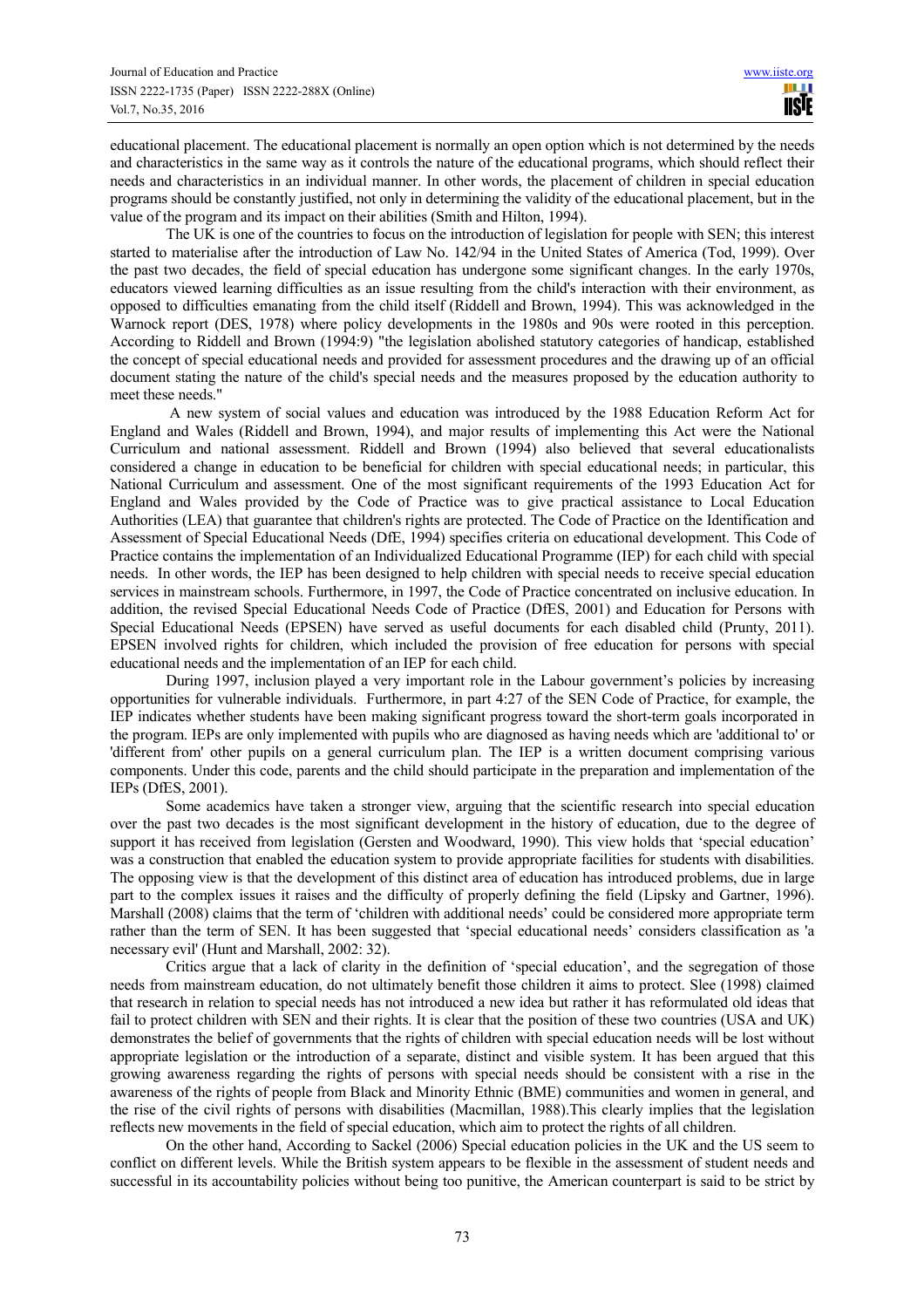educational placement. The educational placement is normally an open option which is not determined by the needs and characteristics in the same way as it controls the nature of the educational programs, which should reflect their needs and characteristics in an individual manner. In other words, the placement of children in special education programs should be constantly justified, not only in determining the validity of the educational placement, but in the value of the program and its impact on their abilities (Smith and Hilton, 1994).

The UK is one of the countries to focus on the introduction of legislation for people with SEN; this interest started to materialise after the introduction of Law No. 142/94 in the United States of America (Tod, 1999). Over the past two decades, the field of special education has undergone some significant changes. In the early 1970s, educators viewed learning difficulties as an issue resulting from the child's interaction with their environment, as opposed to difficulties emanating from the child itself (Riddell and Brown, 1994). This was acknowledged in the Warnock report (DES, 1978) where policy developments in the 1980s and 90s were rooted in this perception. According to Riddell and Brown (1994:9) "the legislation abolished statutory categories of handicap, established the concept of special educational needs and provided for assessment procedures and the drawing up of an official document stating the nature of the child's special needs and the measures proposed by the education authority to meet these needs."

A new system of social values and education was introduced by the 1988 Education Reform Act for England and Wales (Riddell and Brown, 1994), and major results of implementing this Act were the National Curriculum and national assessment. Riddell and Brown (1994) also believed that several educationalists considered a change in education to be beneficial for children with special educational needs; in particular, this National Curriculum and assessment. One of the most significant requirements of the 1993 Education Act for England and Wales provided by the Code of Practice was to give practical assistance to Local Education Authorities (LEA) that guarantee that children's rights are protected. The Code of Practice on the Identification and Assessment of Special Educational Needs (DfE, 1994) specifies criteria on educational development. This Code of Practice contains the implementation of an Individualized Educational Programme (IEP) for each child with special needs. In other words, the IEP has been designed to help children with special needs to receive special education services in mainstream schools. Furthermore, in 1997, the Code of Practice concentrated on inclusive education. In addition, the revised Special Educational Needs Code of Practice (DfES, 2001) and Education for Persons with Special Educational Needs (EPSEN) have served as useful documents for each disabled child (Prunty, 2011). EPSEN involved rights for children, which included the provision of free education for persons with special educational needs and the implementation of an IEP for each child.

During 1997, inclusion played a very important role in the Labour government's policies by increasing opportunities for vulnerable individuals. Furthermore, in part 4:27 of the SEN Code of Practice, for example, the IEP indicates whether students have been making significant progress toward the short-term goals incorporated in the program. IEPs are only implemented with pupils who are diagnosed as having needs which are 'additional to' or 'different from' other pupils on a general curriculum plan. The IEP is a written document comprising various components. Under this code, parents and the child should participate in the preparation and implementation of the IEPs (DfES, 2001).

Some academics have taken a stronger view, arguing that the scientific research into special education over the past two decades is the most significant development in the history of education, due to the degree of support it has received from legislation (Gersten and Woodward, 1990). This view holds that 'special education' was a construction that enabled the education system to provide appropriate facilities for students with disabilities. The opposing view is that the development of this distinct area of education has introduced problems, due in large part to the complex issues it raises and the difficulty of properly defining the field (Lipsky and Gartner, 1996). Marshall (2008) claims that the term of 'children with additional needs' could be considered more appropriate term rather than the term of SEN. It has been suggested that 'special educational needs' considers classification as 'a necessary evil' (Hunt and Marshall, 2002: 32).

Critics argue that a lack of clarity in the definition of 'special education', and the segregation of those needs from mainstream education, do not ultimately benefit those children it aims to protect. Slee (1998) claimed that research in relation to special needs has not introduced a new idea but rather it has reformulated old ideas that fail to protect children with SEN and their rights. It is clear that the position of these two countries (USA and UK) demonstrates the belief of governments that the rights of children with special education needs will be lost without appropriate legislation or the introduction of a separate, distinct and visible system. It has been argued that this growing awareness regarding the rights of persons with special needs should be consistent with a rise in the awareness of the rights of people from Black and Minority Ethnic (BME) communities and women in general, and the rise of the civil rights of persons with disabilities (Macmillan, 1988).This clearly implies that the legislation reflects new movements in the field of special education, which aim to protect the rights of all children.

On the other hand, According to Sackel (2006) Special education policies in the UK and the US seem to conflict on different levels. While the British system appears to be flexible in the assessment of student needs and successful in its accountability policies without being too punitive, the American counterpart is said to be strict by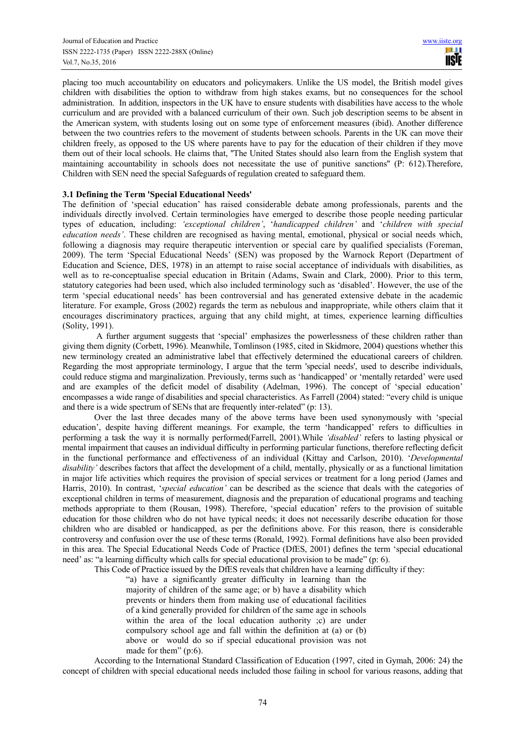placing too much accountability on educators and policymakers. Unlike the US model, the British model gives children with disabilities the option to withdraw from high stakes exams, but no consequences for the school administration. In addition, inspectors in the UK have to ensure students with disabilities have access to the whole curriculum and are provided with a balanced curriculum of their own. Such job description seems to be absent in the American system, with students losing out on some type of enforcement measures (ibid). Another difference between the two countries refers to the movement of students between schools. Parents in the UK can move their children freely, as opposed to the US where parents have to pay for the education of their children if they move them out of their local schools. He claims that, "The United States should also learn from the English system that maintaining accountability in schools does not necessitate the use of punitive sanctions" (P: 612).Therefore, Children with SEN need the special Safeguards of regulation created to safeguard them.

### 3.1 Defining the Term 'Special Educational Needs'

The definition of 'special education' has raised considerable debate among professionals, parents and the individuals directly involved. Certain terminologies have emerged to describe those people needing particular types of education, including: *'exceptional children'*, '*handicapped children'* and '*children with special education needs'*. These children are recognised as having mental, emotional, physical or social needs which, following a diagnosis may require therapeutic intervention or special care by qualified specialists (Foreman, 2009). The term 'Special Educational Needs' (SEN) was proposed by the Warnock Report (Department of Education and Science, DES, 1978) in an attempt to raise social acceptance of individuals with disabilities, as well as to re-conceptualise special education in Britain (Adams, Swain and Clark, 2000). Prior to this term, statutory categories had been used, which also included terminology such as 'disabled'. However, the use of the term 'special educational needs' has been controversial and has generated extensive debate in the academic literature. For example, Gross (2002) regards the term as nebulous and inappropriate, while others claim that it encourages discriminatory practices, arguing that any child might, at times, experience learning difficulties (Solity, 1991).

A further argument suggests that 'special' emphasizes the powerlessness of these children rather than giving them dignity (Corbett, 1996). Meanwhile, Tomlinson (1985, cited in Skidmore, 2004) questions whether this new terminology created an administrative label that effectively determined the educational careers of children. Regarding the most appropriate terminology, I argue that the term 'special needs', used to describe individuals, could reduce stigma and marginalization. Previously, terms such as 'handicapped' or 'mentally retarded' were used and are examples of the deficit model of disability (Adelman, 1996). The concept of 'special education' encompasses a wide range of disabilities and special characteristics. As Farrell (2004) stated: "every child is unique and there is a wide spectrum of SENs that are frequently inter-related" (p: 13).

Over the last three decades many of the above terms have been used synonymously with 'special education', despite having different meanings. For example, the term 'handicapped' refers to difficulties in performing a task the way it is normally performed(Farrell, 2001).While *'disabled'* refers to lasting physical or mental impairment that causes an individual difficulty in performing particular functions, therefore reflecting deficit in the functional performance and effectiveness of an individual (Kittay and Carlson, 2010). '*Developmental disability'* describes factors that affect the development of a child, mentally, physically or as a functional limitation in major life activities which requires the provision of special services or treatment for a long period (James and Harris, 2010). In contrast, '*special education'* can be described as the science that deals with the categories of exceptional children in terms of measurement, diagnosis and the preparation of educational programs and teaching methods appropriate to them (Rousan, 1998). Therefore, 'special education' refers to the provision of suitable education for those children who do not have typical needs; it does not necessarily describe education for those children who are disabled or handicapped, as per the definitions above. For this reason, there is considerable controversy and confusion over the use of these terms (Ronald, 1992). Formal definitions have also been provided in this area. The Special Educational Needs Code of Practice (DfES, 2001) defines the term 'special educational need' as: "a learning difficulty which calls for special educational provision to be made" (p: 6).

This Code of Practice issued by the DfES reveals that children have a learning difficulty if they:

> "a) have a significantly greater difficulty in learning than the majority of children of the same age; or b) have a disability which prevents or hinders them from making use of educational facilities of a kind generally provided for children of the same age in schools within the area of the local education authority ;c) are under compulsory school age and fall within the definition at (a) or (b) above or would do so if special educational provision was not made for them" (p:6).

According to the International Standard Classification of Education (1997, cited in Gymah, 2006: 24) the concept of children with special educational needs included those failing in school for various reasons, adding that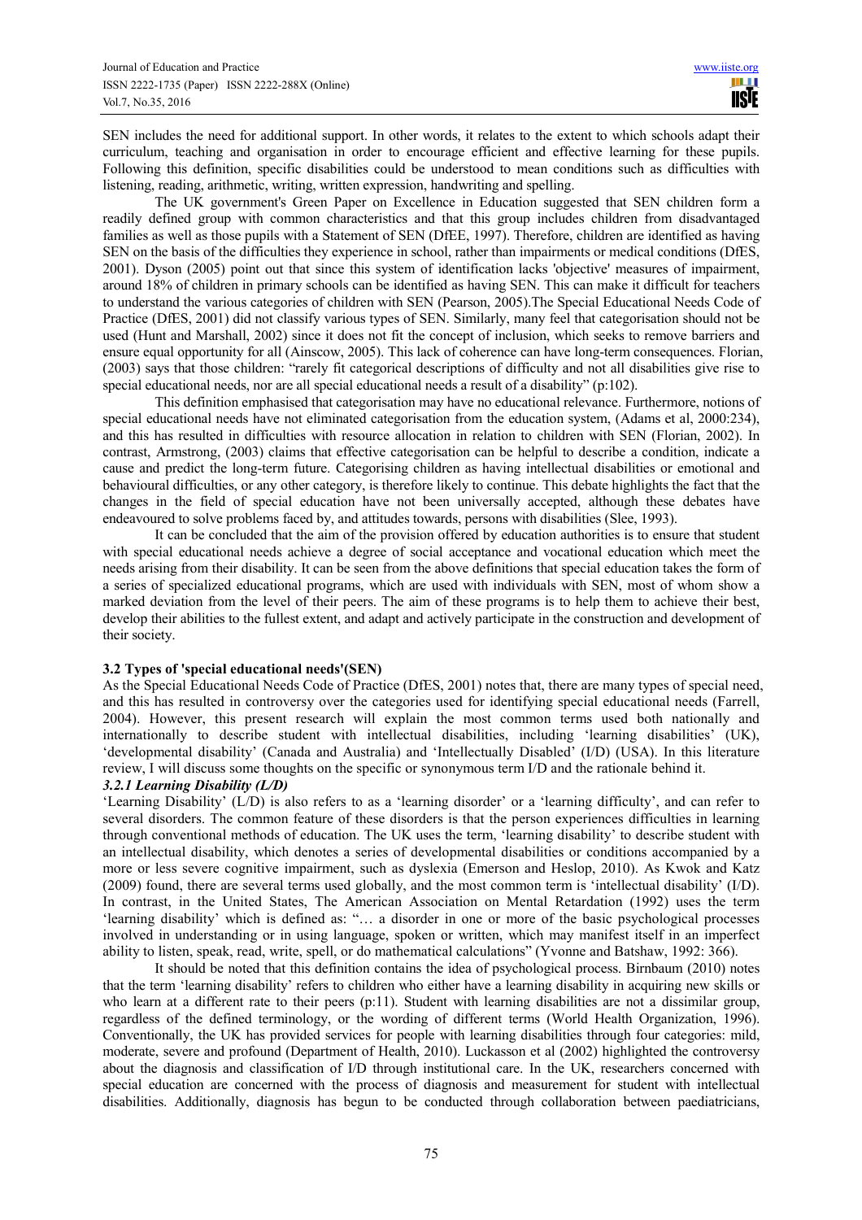SEN includes the need for additional support. In other words, it relates to the extent to which schools adapt their curriculum, teaching and organisation in order to encourage efficient and effective learning for these pupils. Following this definition, specific disabilities could be understood to mean conditions such as difficulties with listening, reading, arithmetic, writing, written expression, handwriting and spelling.

The UK government's Green Paper on Excellence in Education suggested that SEN children form a readily defined group with common characteristics and that this group includes children from disadvantaged families as well as those pupils with a Statement of SEN (DfEE, 1997). Therefore, children are identified as having SEN on the basis of the difficulties they experience in school, rather than impairments or medical conditions (DfES, 2001). Dyson (2005) point out that since this system of identification lacks 'objective' measures of impairment, around 18% of children in primary schools can be identified as having SEN. This can make it difficult for teachers to understand the various categories of children with SEN (Pearson, 2005).The Special Educational Needs Code of Practice (DfES, 2001) did not classify various types of SEN. Similarly, many feel that categorisation should not be used (Hunt and Marshall, 2002) since it does not fit the concept of inclusion, which seeks to remove barriers and ensure equal opportunity for all (Ainscow, 2005). This lack of coherence can have long-term consequences. Florian, (2003) says that those children: "rarely fit categorical descriptions of difficulty and not all disabilities give rise to special educational needs, nor are all special educational needs a result of a disability" (p:102).

This definition emphasised that categorisation may have no educational relevance. Furthermore, notions of special educational needs have not eliminated categorisation from the education system, (Adams et al, 2000:234), and this has resulted in difficulties with resource allocation in relation to children with SEN (Florian, 2002). In contrast, Armstrong, (2003) claims that effective categorisation can be helpful to describe a condition, indicate a cause and predict the long-term future. Categorising children as having intellectual disabilities or emotional and behavioural difficulties, or any other category, is therefore likely to continue. This debate highlights the fact that the changes in the field of special education have not been universally accepted, although these debates have endeavoured to solve problems faced by, and attitudes towards, persons with disabilities (Slee, 1993).

It can be concluded that the aim of the provision offered by education authorities is to ensure that student with special educational needs achieve a degree of social acceptance and vocational education which meet the needs arising from their disability. It can be seen from the above definitions that special education takes the form of a series of specialized educational programs, which are used with individuals with SEN, most of whom show a marked deviation from the level of their peers. The aim of these programs is to help them to achieve their best, develop their abilities to the fullest extent, and adapt and actively participate in the construction and development of their society.

### 3.2 Types of 'special educational needs'(SEN)

As the Special Educational Needs Code of Practice (DfES, 2001) notes that, there are many types of special need, and this has resulted in controversy over the categories used for identifying special educational needs (Farrell, 2004). However, this present research will explain the most common terms used both nationally and internationally to describe student with intellectual disabilities, including 'learning disabilities' (UK), 'developmental disability' (Canada and Australia) and 'Intellectually Disabled' (I/D) (USA). In this literature review, I will discuss some thoughts on the specific or synonymous term I/D and the rationale behind it.

#### *3.2.1 Learning Disability (L/D)*

'Learning Disability' (L/D) is also refers to as a 'learning disorder' or a 'learning difficulty', and can refer to several disorders. The common feature of these disorders is that the person experiences difficulties in learning through conventional methods of education. The UK uses the term, 'learning disability' to describe student with an intellectual disability, which denotes a series of developmental disabilities or conditions accompanied by a more or less severe cognitive impairment, such as dyslexia (Emerson and Heslop, 2010). As Kwok and Katz (2009) found, there are several terms used globally, and the most common term is 'intellectual disability' (I/D). In contrast, in the United States, The American Association on Mental Retardation (1992) uses the term 'learning disability' which is defined as: "… a disorder in one or more of the basic psychological processes involved in understanding or in using language, spoken or written, which may manifest itself in an imperfect ability to listen, speak, read, write, spell, or do mathematical calculations" (Yvonne and Batshaw, 1992: 366).

It should be noted that this definition contains the idea of psychological process. Birnbaum (2010) notes that the term 'learning disability' refers to children who either have a learning disability in acquiring new skills or who learn at a different rate to their peers (p:11). Student with learning disabilities are not a dissimilar group, regardless of the defined terminology, or the wording of different terms (World Health Organization, 1996). Conventionally, the UK has provided services for people with learning disabilities through four categories: mild, moderate, severe and profound (Department of Health, 2010). Luckasson et al (2002) highlighted the controversy about the diagnosis and classification of I/D through institutional care. In the UK, researchers concerned with special education are concerned with the process of diagnosis and measurement for student with intellectual disabilities. Additionally, diagnosis has begun to be conducted through collaboration between paediatricians,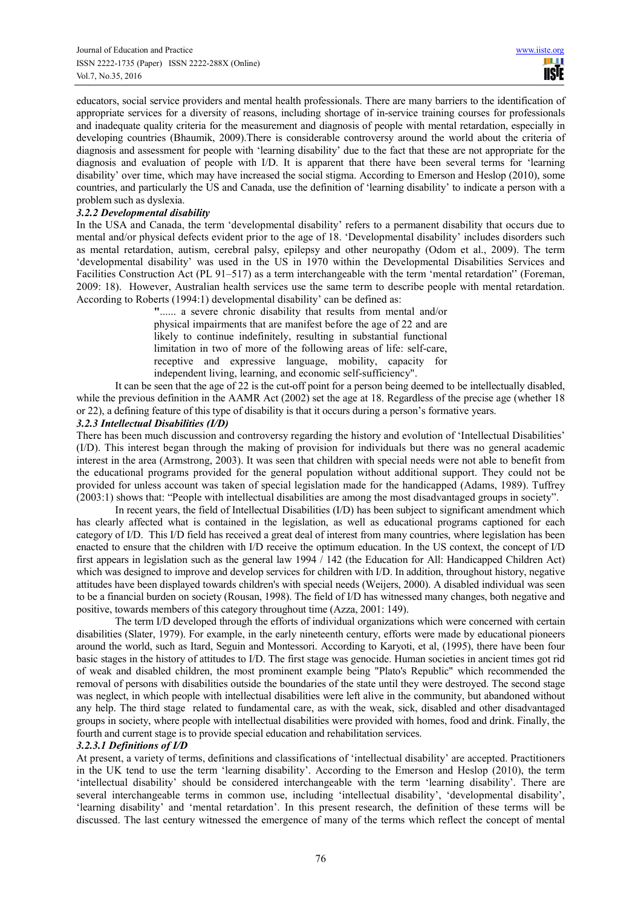educators, social service providers and mental health professionals. There are many barriers to the identification of appropriate services for a diversity of reasons, including shortage of in-service training courses for professionals and inadequate quality criteria for the measurement and diagnosis of people with mental retardation, especially in developing countries (Bhaumik, 2009).There is considerable controversy around the world about the criteria of diagnosis and assessment for people with 'learning disability' due to the fact that these are not appropriate for the diagnosis and evaluation of people with I/D. It is apparent that there have been several terms for 'learning disability' over time, which may have increased the social stigma. According to Emerson and Heslop (2010), some countries, and particularly the US and Canada, use the definition of 'learning disability' to indicate a person with a problem such as dyslexia.

#### *3.2.2 Developmental disability*

In the USA and Canada, the term 'developmental disability' refers to a permanent disability that occurs due to mental and/or physical defects evident prior to the age of 18. 'Developmental disability' includes disorders such as mental retardation, autism, cerebral palsy, epilepsy and other neuropathy (Odom et al., 2009). The term 'developmental disability' was used in the US in 1970 within the Developmental Disabilities Services and Facilities Construction Act (PL 91–517) as a term interchangeable with the term 'mental retardation'' (Foreman, 2009: 18). However, Australian health services use the same term to describe people with mental retardation. According to Roberts (1994:1) developmental disability' can be defined as:

> "...... a severe chronic disability that results from mental and/or physical impairments that are manifest before the age of 22 and are likely to continue indefinitely, resulting in substantial functional limitation in two of more of the following areas of life: self-care, receptive and expressive language, mobility, capacity for independent living, learning, and economic self-sufficiency".

It can be seen that the age of 22 is the cut-off point for a person being deemed to be intellectually disabled, while the previous definition in the AAMR Act (2002) set the age at 18. Regardless of the precise age (whether 18 or 22), a defining feature of this type of disability is that it occurs during a person's formative years.

#### *3.2.3 Intellectual Disabilities (I/D)*

There has been much discussion and controversy regarding the history and evolution of 'Intellectual Disabilities' (I/D). This interest began through the making of provision for individuals but there was no general academic interest in the area (Armstrong, 2003). It was seen that children with special needs were not able to benefit from the educational programs provided for the general population without additional support. They could not be provided for unless account was taken of special legislation made for the handicapped (Adams, 1989). Tuffrey (2003:1) shows that: "People with intellectual disabilities are among the most disadvantaged groups in society".

In recent years, the field of Intellectual Disabilities (I/D) has been subject to significant amendment which has clearly affected what is contained in the legislation, as well as educational programs captioned for each category of I/D. This I/D field has received a great deal of interest from many countries, where legislation has been enacted to ensure that the children with I/D receive the optimum education. In the US context, the concept of I/D first appears in legislation such as the general law 1994 / 142 (the Education for All: Handicapped Children Act) which was designed to improve and develop services for children with I/D. In addition, throughout history, negative attitudes have been displayed towards children's with special needs (Weijers, 2000). A disabled individual was seen to be a financial burden on society (Rousan, 1998). The field of I/D has witnessed many changes, both negative and positive, towards members of this category throughout time (Azza, 2001: 149).

The term I/D developed through the efforts of individual organizations which were concerned with certain disabilities (Slater, 1979). For example, in the early nineteenth century, efforts were made by educational pioneers around the world, such as Itard, Seguin and Montessori. According to Karyoti, et al, (1995), there have been four basic stages in the history of attitudes to I/D. The first stage was genocide. Human societies in ancient times got rid of weak and disabled children, the most prominent example being "Plato's Republic" which recommended the removal of persons with disabilities outside the boundaries of the state until they were destroyed. The second stage was neglect, in which people with intellectual disabilities were left alive in the community, but abandoned without any help. The third stage related to fundamental care, as with the weak, sick, disabled and other disadvantaged groups in society, where people with intellectual disabilities were provided with homes, food and drink. Finally, the fourth and current stage is to provide special education and rehabilitation services.

##### *3.2.3.1 Definitions of I/D*

At present, a variety of terms, definitions and classifications of 'intellectual disability' are accepted. Practitioners in the UK tend to use the term 'learning disability'. According to the Emerson and Heslop (2010), the term 'intellectual disability' should be considered interchangeable with the term 'learning disability'. There are several interchangeable terms in common use, including 'intellectual disability', 'developmental disability', 'learning disability' and 'mental retardation'. In this present research, the definition of these terms will be discussed. The last century witnessed the emergence of many of the terms which reflect the concept of mental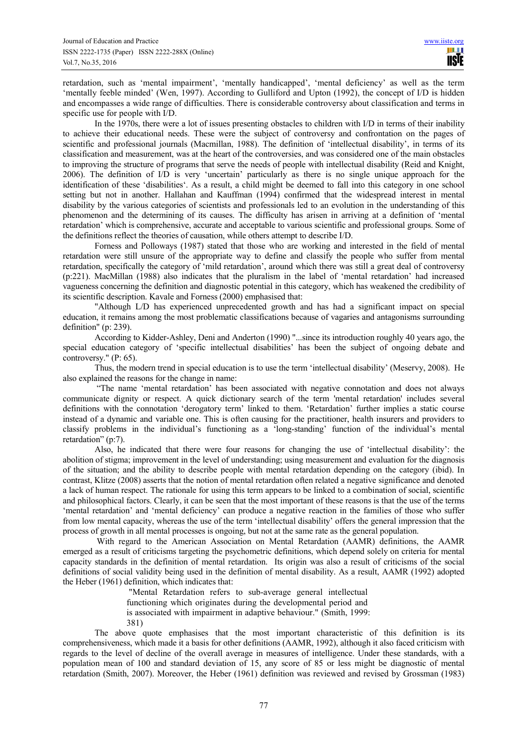retardation, such as 'mental impairment', 'mentally handicapped', 'mental deficiency' as well as the term 'mentally feeble minded' (Wen, 1997). According to Gulliford and Upton (1992), the concept of I/D is hidden and encompasses a wide range of difficulties. There is considerable controversy about classification and terms in specific use for people with I/D.

In the 1970s, there were a lot of issues presenting obstacles to children with I/D in terms of their inability to achieve their educational needs. These were the subject of controversy and confrontation on the pages of scientific and professional journals (Macmillan, 1988). The definition of 'intellectual disability', in terms of its classification and measurement, was at the heart of the controversies, and was considered one of the main obstacles to improving the structure of programs that serve the needs of people with intellectual disability (Reid and Knight, 2006). The definition of I/D is very 'uncertain' particularly as there is no single unique approach for the identification of these 'disabilities'. As a result, a child might be deemed to fall into this category in one school setting but not in another. Hallahan and Kauffman (1994) confirmed that the widespread interest in mental disability by the various categories of scientists and professionals led to an evolution in the understanding of this phenomenon and the determining of its causes. The difficulty has arisen in arriving at a definition of 'mental retardation' which is comprehensive, accurate and acceptable to various scientific and professional groups. Some of the definitions reflect the theories of causation, while others attempt to describe I/D.

Forness and Polloways (1987) stated that those who are working and interested in the field of mental retardation were still unsure of the appropriate way to define and classify the people who suffer from mental retardation, specifically the category of 'mild retardation', around which there was still a great deal of controversy (p:221). MacMillan (1988) also indicates that the pluralism in the label of 'mental retardation' had increased vagueness concerning the definition and diagnostic potential in this category, which has weakened the credibility of its scientific description. Kavale and Forness (2000) emphasised that:

"Although L/D has experienced unprecedented growth and has had a significant impact on special education, it remains among the most problematic classifications because of vagaries and antagonisms surrounding definition" (p: 239).

According to Kidder-Ashley, Deni and Anderton (1990) "...since its introduction roughly 40 years ago, the special education category of 'specific intellectual disabilities' has been the subject of ongoing debate and controversy." (P: 65).

Thus, the modern trend in special education is to use the term 'intellectual disability' (Meservy, 2008). He also explained the reasons for the change in name:

"The name 'mental retardation' has been associated with negative connotation and does not always communicate dignity or respect. A quick dictionary search of the term 'mental retardation' includes several definitions with the connotation 'derogatory term' linked to them. 'Retardation' further implies a static course instead of a dynamic and variable one. This is often causing for the practitioner, health insurers and providers to classify problems in the individual's functioning as a 'long-standing' function of the individual's mental retardation" (p:7).

Also, he indicated that there were four reasons for changing the use of 'intellectual disability': the abolition of stigma; improvement in the level of understanding; using measurement and evaluation for the diagnosis of the situation; and the ability to describe people with mental retardation depending on the category (ibid). In contrast, Klitze (2008) asserts that the notion of mental retardation often related a negative significance and denoted a lack of human respect. The rationale for using this term appears to be linked to a combination of social, scientific and philosophical factors. Clearly, it can be seen that the most important of these reasons is that the use of the terms 'mental retardation' and 'mental deficiency' can produce a negative reaction in the families of those who suffer from low mental capacity, whereas the use of the term 'intellectual disability' offers the general impression that the process of growth in all mental processes is ongoing, but not at the same rate as the general population.

With regard to the American Association on Mental Retardation (AAMR) definitions, the AAMR emerged as a result of criticisms targeting the psychometric definitions, which depend solely on criteria for mental capacity standards in the definition of mental retardation. Its origin was also a result of criticisms of the social definitions of social validity being used in the definition of mental disability. As a result, AAMR (1992) adopted the Heber (1961) definition, which indicates that:

> "Mental Retardation refers to sub-average general intellectual functioning which originates during the developmental period and is associated with impairment in adaptive behaviour." (Smith, 1999: 381)

The above quote emphasises that the most important characteristic of this definition is its comprehensiveness, which made it a basis for other definitions (AAMR, 1992), although it also faced criticism with regards to the level of decline of the overall average in measures of intelligence. Under these standards, with a population mean of 100 and standard deviation of 15, any score of 85 or less might be diagnostic of mental retardation (Smith, 2007). Moreover, the Heber (1961) definition was reviewed and revised by Grossman (1983)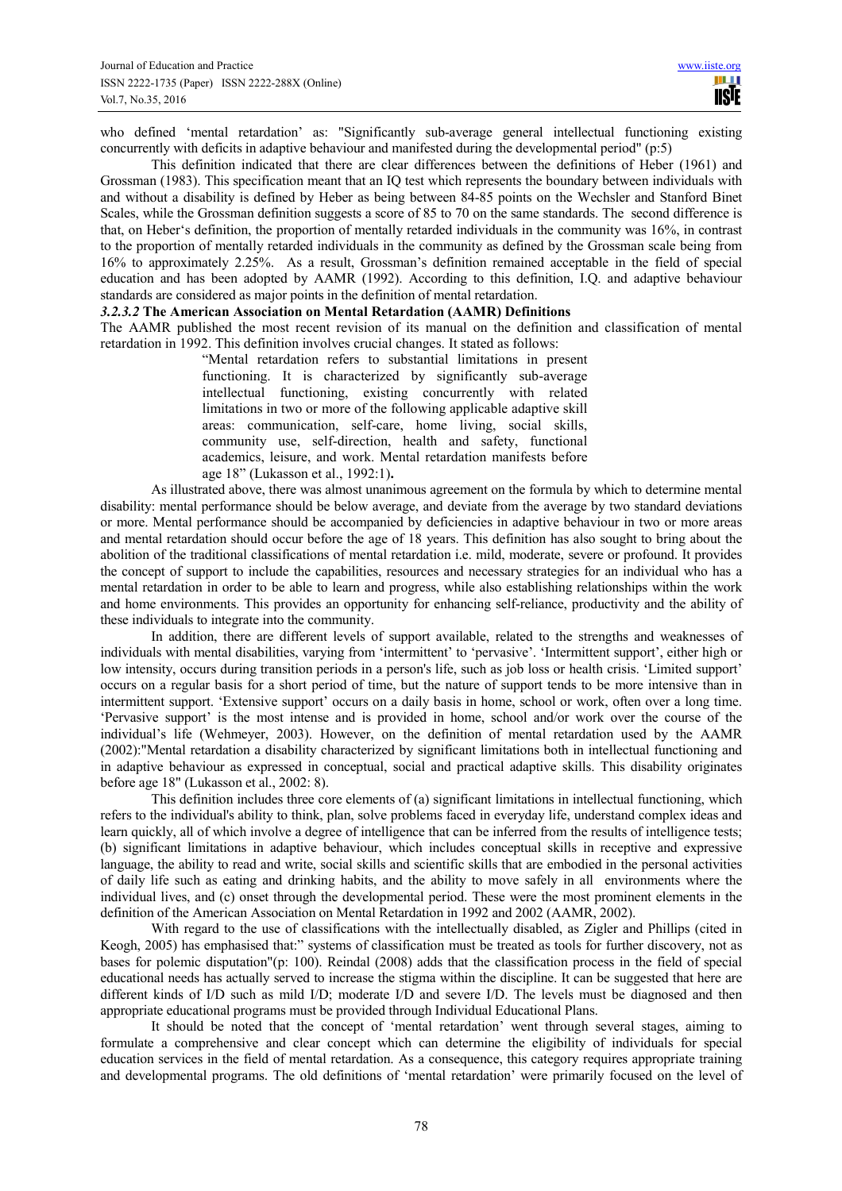who defined 'mental retardation' as: "Significantly sub-average general intellectual functioning existing concurrently with deficits in adaptive behaviour and manifested during the developmental period" (p:5)

This definition indicated that there are clear differences between the definitions of Heber (1961) and Grossman (1983). This specification meant that an IQ test which represents the boundary between individuals with and without a disability is defined by Heber as being between 84-85 points on the Wechsler and Stanford Binet Scales, while the Grossman definition suggests a score of 85 to 70 on the same standards. The second difference is that, on Heber's definition, the proportion of mentally retarded individuals in the community was 16%, in contrast to the proportion of mentally retarded individuals in the community as defined by the Grossman scale being from 16% to approximately 2.25%. As a result, Grossman's definition remained acceptable in the field of special education and has been adopted by AAMR (1992). According to this definition, I.Q. and adaptive behaviour standards are considered as major points in the definition of mental retardation.

### ***3.2.3.2*** **The American Association on Mental Retardation (AAMR) Definitions**

The AAMR published the most recent revision of its manual on the definition and classification of mental retardation in 1992. This definition involves crucial changes. It stated as follows:

> "Mental retardation refers to substantial limitations in present functioning. It is characterized by significantly sub-average intellectual functioning, existing concurrently with related limitations in two or more of the following applicable adaptive skill areas: communication, self-care, home living, social skills, community use, self-direction, health and safety, functional academics, leisure, and work. Mental retardation manifests before age 18" (Lukasson et al., 1992:1)**.**

As illustrated above, there was almost unanimous agreement on the formula by which to determine mental disability: mental performance should be below average, and deviate from the average by two standard deviations or more. Mental performance should be accompanied by deficiencies in adaptive behaviour in two or more areas and mental retardation should occur before the age of 18 years. This definition has also sought to bring about the abolition of the traditional classifications of mental retardation i.e. mild, moderate, severe or profound. It provides the concept of support to include the capabilities, resources and necessary strategies for an individual who has a mental retardation in order to be able to learn and progress, while also establishing relationships within the work and home environments. This provides an opportunity for enhancing self-reliance, productivity and the ability of these individuals to integrate into the community.

In addition, there are different levels of support available, related to the strengths and weaknesses of individuals with mental disabilities, varying from 'intermittent' to 'pervasive'. 'Intermittent support', either high or low intensity, occurs during transition periods in a person's life, such as job loss or health crisis. 'Limited support' occurs on a regular basis for a short period of time, but the nature of support tends to be more intensive than in intermittent support. 'Extensive support' occurs on a daily basis in home, school or work, often over a long time. 'Pervasive support' is the most intense and is provided in home, school and/or work over the course of the individual's life (Wehmeyer, 2003). However, on the definition of mental retardation used by the AAMR (2002):"Mental retardation a disability characterized by significant limitations both in intellectual functioning and in adaptive behaviour as expressed in conceptual, social and practical adaptive skills. This disability originates before age 18" (Lukasson et al., 2002: 8).

This definition includes three core elements of (a) significant limitations in intellectual functioning, which refers to the individual's ability to think, plan, solve problems faced in everyday life, understand complex ideas and learn quickly, all of which involve a degree of intelligence that can be inferred from the results of intelligence tests; (b) significant limitations in adaptive behaviour, which includes conceptual skills in receptive and expressive language, the ability to read and write, social skills and scientific skills that are embodied in the personal activities of daily life such as eating and drinking habits, and the ability to move safely in all environments where the individual lives, and (c) onset through the developmental period. These were the most prominent elements in the definition of the American Association on Mental Retardation in 1992 and 2002 (AAMR, 2002).

With regard to the use of classifications with the intellectually disabled, as Zigler and Phillips (cited in Keogh, 2005) has emphasised that:" systems of classification must be treated as tools for further discovery, not as bases for polemic disputation"(p: 100). Reindal (2008) adds that the classification process in the field of special educational needs has actually served to increase the stigma within the discipline. It can be suggested that here are different kinds of I/D such as mild I/D; moderate I/D and severe I/D. The levels must be diagnosed and then appropriate educational programs must be provided through Individual Educational Plans.

It should be noted that the concept of 'mental retardation' went through several stages, aiming to formulate a comprehensive and clear concept which can determine the eligibility of individuals for special education services in the field of mental retardation. As a consequence, this category requires appropriate training and developmental programs. The old definitions of 'mental retardation' were primarily focused on the level of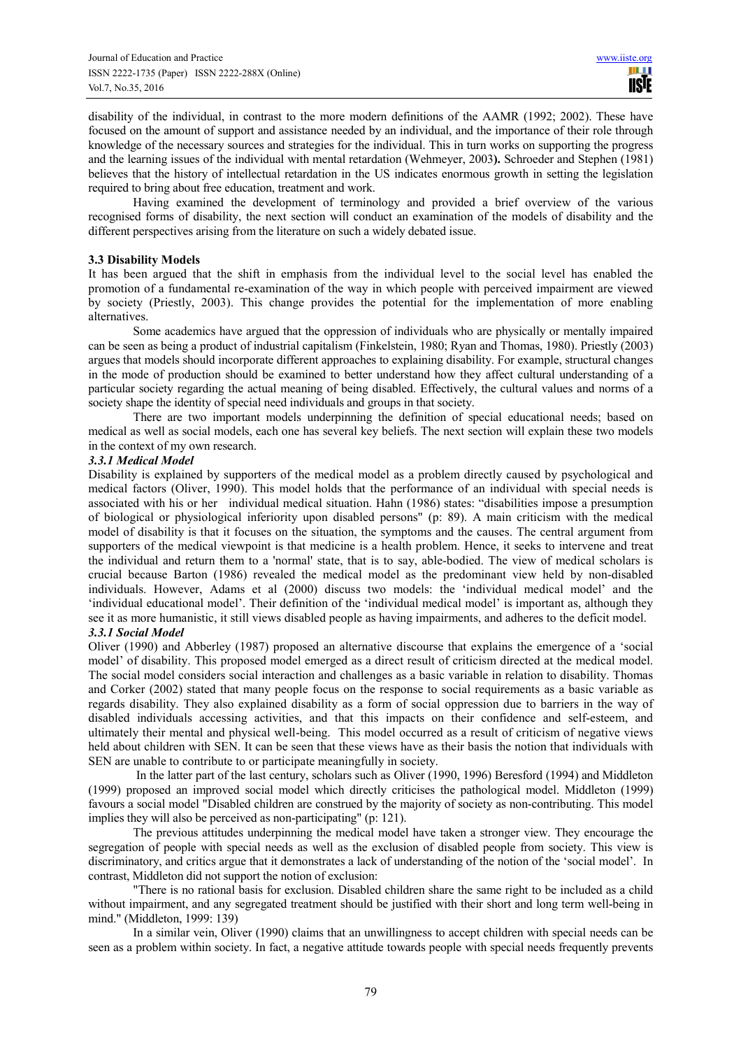disability of the individual, in contrast to the more modern definitions of the AAMR (1992; 2002). These have focused on the amount of support and assistance needed by an individual, and the importance of their role through knowledge of the necessary sources and strategies for the individual. This in turn works on supporting the progress and the learning issues of the individual with mental retardation (Wehmeyer, 2003**).** Schroeder and Stephen (1981) believes that the history of intellectual retardation in the US indicates enormous growth in setting the legislation required to bring about free education, treatment and work.

Having examined the development of terminology and provided a brief overview of the various recognised forms of disability, the next section will conduct an examination of the models of disability and the different perspectives arising from the literature on such a widely debated issue.

### 3.3 Disability Models

It has been argued that the shift in emphasis from the individual level to the social level has enabled the promotion of a fundamental re-examination of the way in which people with perceived impairment are viewed by society (Priestly, 2003). This change provides the potential for the implementation of more enabling alternatives.

Some academics have argued that the oppression of individuals who are physically or mentally impaired can be seen as being a product of industrial capitalism (Finkelstein, 1980; Ryan and Thomas, 1980). Priestly (2003) argues that models should incorporate different approaches to explaining disability. For example, structural changes in the mode of production should be examined to better understand how they affect cultural understanding of a particular society regarding the actual meaning of being disabled. Effectively, the cultural values and norms of a society shape the identity of special need individuals and groups in that society.

There are two important models underpinning the definition of special educational needs; based on medical as well as social models, each one has several key beliefs. The next section will explain these two models in the context of my own research.

#### *3.3.1 Medical Model*

Disability is explained by supporters of the medical model as a problem directly caused by psychological and medical factors (Oliver, 1990). This model holds that the performance of an individual with special needs is associated with his or her individual medical situation. Hahn (1986) states: "disabilities impose a presumption of biological or physiological inferiority upon disabled persons" (p: 89). A main criticism with the medical model of disability is that it focuses on the situation, the symptoms and the causes. The central argument from supporters of the medical viewpoint is that medicine is a health problem. Hence, it seeks to intervene and treat the individual and return them to a 'normal' state, that is to say, able-bodied. The view of medical scholars is crucial because Barton (1986) revealed the medical model as the predominant view held by non-disabled individuals. However, Adams et al (2000) discuss two models: the 'individual medical model' and the 'individual educational model'. Their definition of the 'individual medical model' is important as, although they see it as more humanistic, it still views disabled people as having impairments, and adheres to the deficit model.

#### *3.3.1 Social Model*

Oliver (1990) and Abberley (1987) proposed an alternative discourse that explains the emergence of a 'social model' of disability. This proposed model emerged as a direct result of criticism directed at the medical model. The social model considers social interaction and challenges as a basic variable in relation to disability. Thomas and Corker (2002) stated that many people focus on the response to social requirements as a basic variable as regards disability. They also explained disability as a form of social oppression due to barriers in the way of disabled individuals accessing activities, and that this impacts on their confidence and self-esteem, and ultimately their mental and physical well-being. This model occurred as a result of criticism of negative views held about children with SEN. It can be seen that these views have as their basis the notion that individuals with SEN are unable to contribute to or participate meaningfully in society.

In the latter part of the last century, scholars such as Oliver (1990, 1996) Beresford (1994) and Middleton (1999) proposed an improved social model which directly criticises the pathological model. Middleton (1999) favours a social model "Disabled children are construed by the majority of society as non-contributing. This model implies they will also be perceived as non-participating" (p: 121).

The previous attitudes underpinning the medical model have taken a stronger view. They encourage the segregation of people with special needs as well as the exclusion of disabled people from society. This view is discriminatory, and critics argue that it demonstrates a lack of understanding of the notion of the 'social model'. In contrast, Middleton did not support the notion of exclusion:

"There is no rational basis for exclusion. Disabled children share the same right to be included as a child without impairment, and any segregated treatment should be justified with their short and long term well-being in mind." (Middleton, 1999: 139)

In a similar vein, Oliver (1990) claims that an unwillingness to accept children with special needs can be seen as a problem within society. In fact, a negative attitude towards people with special needs frequently prevents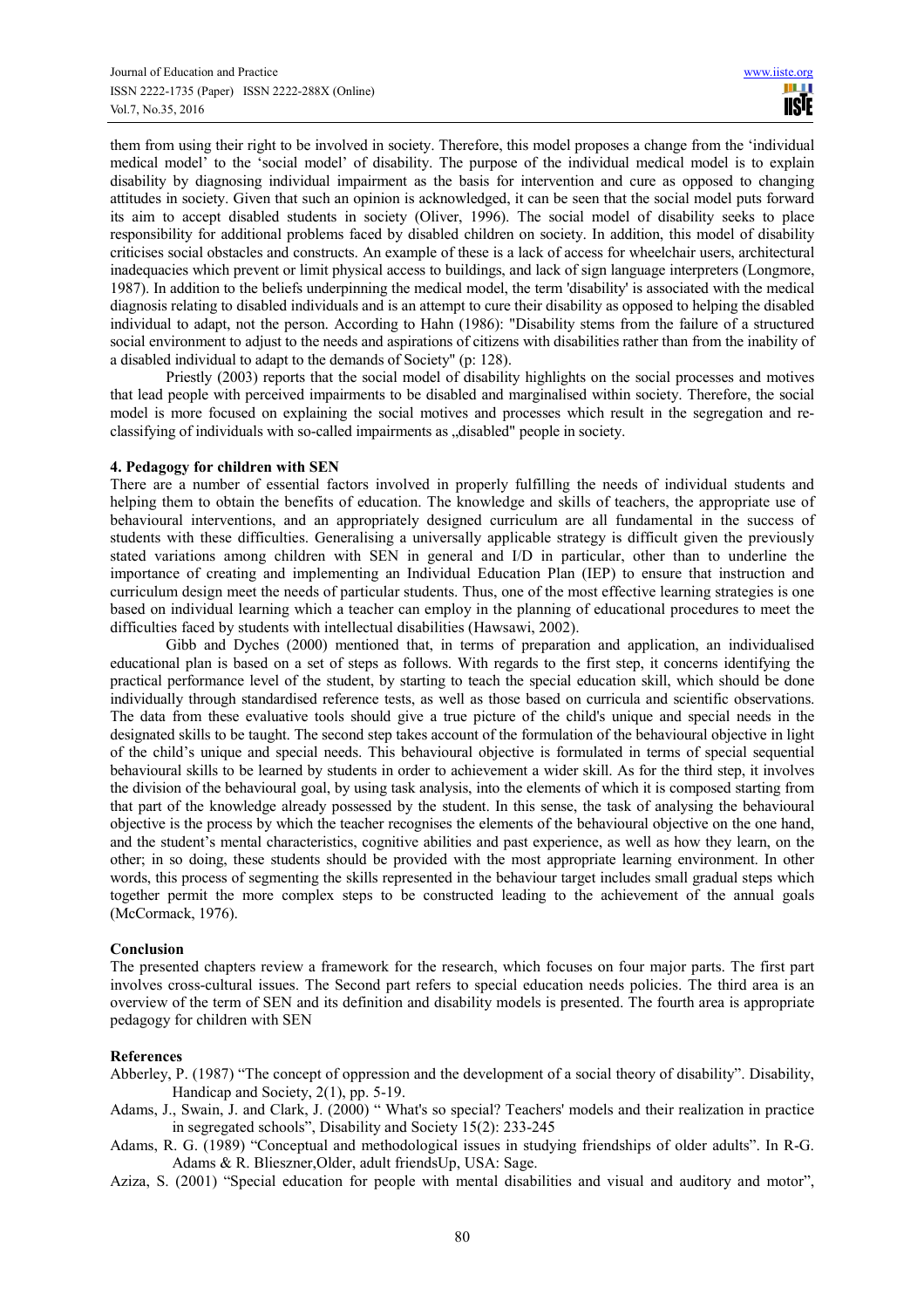them from using their right to be involved in society. Therefore, this model proposes a change from the 'individual medical model' to the 'social model' of disability. The purpose of the individual medical model is to explain disability by diagnosing individual impairment as the basis for intervention and cure as opposed to changing attitudes in society. Given that such an opinion is acknowledged, it can be seen that the social model puts forward its aim to accept disabled students in society (Oliver, 1996). The social model of disability seeks to place responsibility for additional problems faced by disabled children on society. In addition, this model of disability criticises social obstacles and constructs. An example of these is a lack of access for wheelchair users, architectural inadequacies which prevent or limit physical access to buildings, and lack of sign language interpreters (Longmore, 1987). In addition to the beliefs underpinning the medical model, the term 'disability' is associated with the medical diagnosis relating to disabled individuals and is an attempt to cure their disability as opposed to helping the disabled individual to adapt, not the person. According to Hahn (1986): "Disability stems from the failure of a structured social environment to adjust to the needs and aspirations of citizens with disabilities rather than from the inability of a disabled individual to adapt to the demands of Society" (p: 128).

Priestly (2003) reports that the social model of disability highlights on the social processes and motives that lead people with perceived impairments to be disabled and marginalised within society. Therefore, the social model is more focused on explaining the social motives and processes which result in the segregation and re-classifying of individuals with so-called impairments as „disabled" people in society.

### 4. Pedagogy for children with SEN

There are a number of essential factors involved in properly fulfilling the needs of individual students and helping them to obtain the benefits of education. The knowledge and skills of teachers, the appropriate use of behavioural interventions, and an appropriately designed curriculum are all fundamental in the success of students with these difficulties. Generalising a universally applicable strategy is difficult given the previously stated variations among children with SEN in general and I/D in particular, other than to underline the importance of creating and implementing an Individual Education Plan (IEP) to ensure that instruction and curriculum design meet the needs of particular students. Thus, one of the most effective learning strategies is one based on individual learning which a teacher can employ in the planning of educational procedures to meet the difficulties faced by students with intellectual disabilities (Hawsawi, 2002).

Gibb and Dyches (2000) mentioned that, in terms of preparation and application, an individualised educational plan is based on a set of steps as follows. With regards to the first step, it concerns identifying the practical performance level of the student, by starting to teach the special education skill, which should be done individually through standardised reference tests, as well as those based on curricula and scientific observations. The data from these evaluative tools should give a true picture of the child's unique and special needs in the designated skills to be taught. The second step takes account of the formulation of the behavioural objective in light of the child's unique and special needs. This behavioural objective is formulated in terms of special sequential behavioural skills to be learned by students in order to achievement a wider skill. As for the third step, it involves the division of the behavioural goal, by using task analysis, into the elements of which it is composed starting from that part of the knowledge already possessed by the student. In this sense, the task of analysing the behavioural objective is the process by which the teacher recognises the elements of the behavioural objective on the one hand, and the student's mental characteristics, cognitive abilities and past experience, as well as how they learn, on the other; in so doing, these students should be provided with the most appropriate learning environment. In other words, this process of segmenting the skills represented in the behaviour target includes small gradual steps which together permit the more complex steps to be constructed leading to the achievement of the annual goals (McCormack, 1976).

### Conclusion

The presented chapters review a framework for the research, which focuses on four major parts. The first part involves cross-cultural issues. The Second part refers to special education needs policies. The third area is an overview of the term of SEN and its definition and disability models is presented. The fourth area is appropriate pedagogy for children with SEN

### References

Abberley, P. (1987) "The concept of oppression and the development of a social theory of disability". Disability, Handicap and Society, 2(1), pp. 5-19.

Adams, J., Swain, J. and Clark, J. (2000) " What's so special? Teachers' models and their realization in practice in segregated schools", Disability and Society 15(2): 233-245

Adams, R. G. (1989) "Conceptual and methodological issues in studying friendships of older adults". In R-G. Adams & R. Blieszner,Older, adult friendsUp, USA: Sage.

Aziza, S. (2001) "Special education for people with mental disabilities and visual and auditory and motor",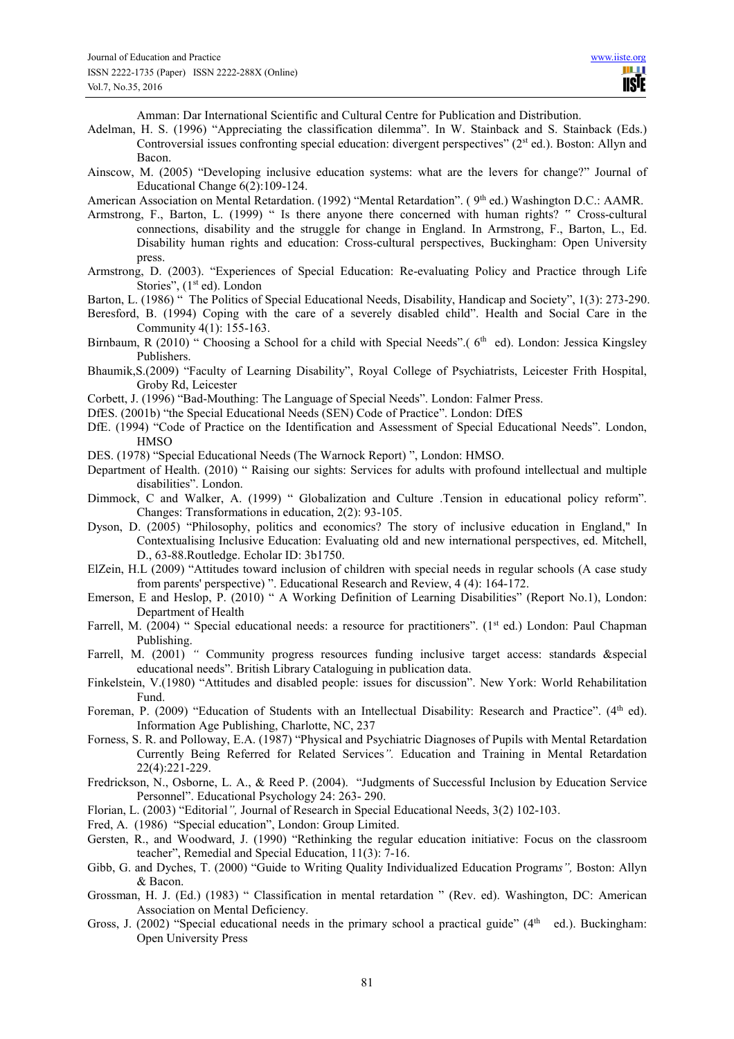Amman: Dar International Scientific and Cultural Centre for Publication and Distribution.

Adelman, H. S. (1996) "Appreciating the classification dilemma". In W. Stainback and S. Stainback (Eds.) Controversial issues confronting special education: divergent perspectives" (2st ed.). Boston: Allyn and Bacon.

Ainscow, M. (2005) "Developing inclusive education systems: what are the levers for change?" Journal of Educational Change 6(2):109-124.

American Association on Mental Retardation. (1992) "Mental Retardation". ( 9th ed.) Washington D.C.: AAMR.

Armstrong, F., Barton, L. (1999) " Is there anyone there concerned with human rights? " Cross-cultural connections, disability and the struggle for change in England. In Armstrong, F., Barton, L., Ed. Disability human rights and education: Cross-cultural perspectives, Buckingham: Open University press.

Armstrong, D. (2003). "Experiences of Special Education: Re-evaluating Policy and Practice through Life Stories", (1st ed). London

Barton, L. (1986) " The Politics of Special Educational Needs, Disability, Handicap and Society", 1(3): 273-290.

Beresford, B. (1994) Coping with the care of a severely disabled child". Health and Social Care in the Community 4(1): 155-163.

Birnbaum, R (2010) " Choosing a School for a child with Special Needs".( 6th ed). London: Jessica Kingsley Publishers.

Bhaumik,S.(2009) "Faculty of Learning Disability", Royal College of Psychiatrists, Leicester Frith Hospital, Groby Rd, Leicester

Corbett, J. (1996) "Bad-Mouthing: The Language of Special Needs". London: Falmer Press.

DfES. (2001b) "the Special Educational Needs (SEN) Code of Practice". London: DfES

DfE. (1994) "Code of Practice on the Identification and Assessment of Special Educational Needs". London, HMSO

DES. (1978) "Special Educational Needs (The Warnock Report) ", London: HMSO.

Department of Health. (2010) " Raising our sights: Services for adults with profound intellectual and multiple disabilities". London.

Dimmock, C and Walker, A. (1999) " Globalization and Culture .Tension in educational policy reform". Changes: Transformations in education, 2(2): 93-105.

Dyson, D. (2005) "Philosophy, politics and economics? The story of inclusive education in England," In Contextualising Inclusive Education: Evaluating old and new international perspectives, ed. Mitchell, D., 63-88.Routledge. Echolar ID: 3b1750.

ElZein, H.L (2009) "Attitudes toward inclusion of children with special needs in regular schools (A case study from parents' perspective) ". Educational Research and Review, 4 (4): 164-172.

Emerson, E and Heslop, P. (2010) " A Working Definition of Learning Disabilities" (Report No.1), London: Department of Health

Farrell, M. (2004) " Special educational needs: a resource for practitioners". (1st ed.) London: Paul Chapman Publishing.

Farrell, M. (2001) " Community progress resources funding inclusive target access: standards &special educational needs". British Library Cataloguing in publication data.

Finkelstein, V.(1980) "Attitudes and disabled people: issues for discussion". New York: World Rehabilitation Fund.

Foreman, P. (2009) "Education of Students with an Intellectual Disability: Research and Practice". (4th ed). Information Age Publishing, Charlotte, NC, 237

Forness, S. R. and Polloway, E.A. (1987) "Physical and Psychiatric Diagnoses of Pupils with Mental Retardation Currently Being Referred for Related Services". Education and Training in Mental Retardation 22(4):221-229.

Fredrickson, N., Osborne, L. A., & Reed P. (2004). "Judgments of Successful Inclusion by Education Service Personnel". Educational Psychology 24: 263- 290.

Florian, L. (2003) "Editorial", Journal of Research in Special Educational Needs, 3(2) 102-103.

Fred, A. (1986) "Special education", London: Group Limited.

Gersten, R., and Woodward, J. (1990) "Rethinking the regular education initiative: Focus on the classroom teacher", Remedial and Special Education, 11(3): 7-16.

Gibb, G. and Dyches, T. (2000) "Guide to Writing Quality Individualized Education Programs", Boston: Allyn & Bacon.

Grossman, H. J. (Ed.) (1983) " Classification in mental retardation " (Rev. ed). Washington, DC: American Association on Mental Deficiency.

Gross, J. (2002) "Special educational needs in the primary school a practical guide" (4th ed.). Buckingham: Open University Press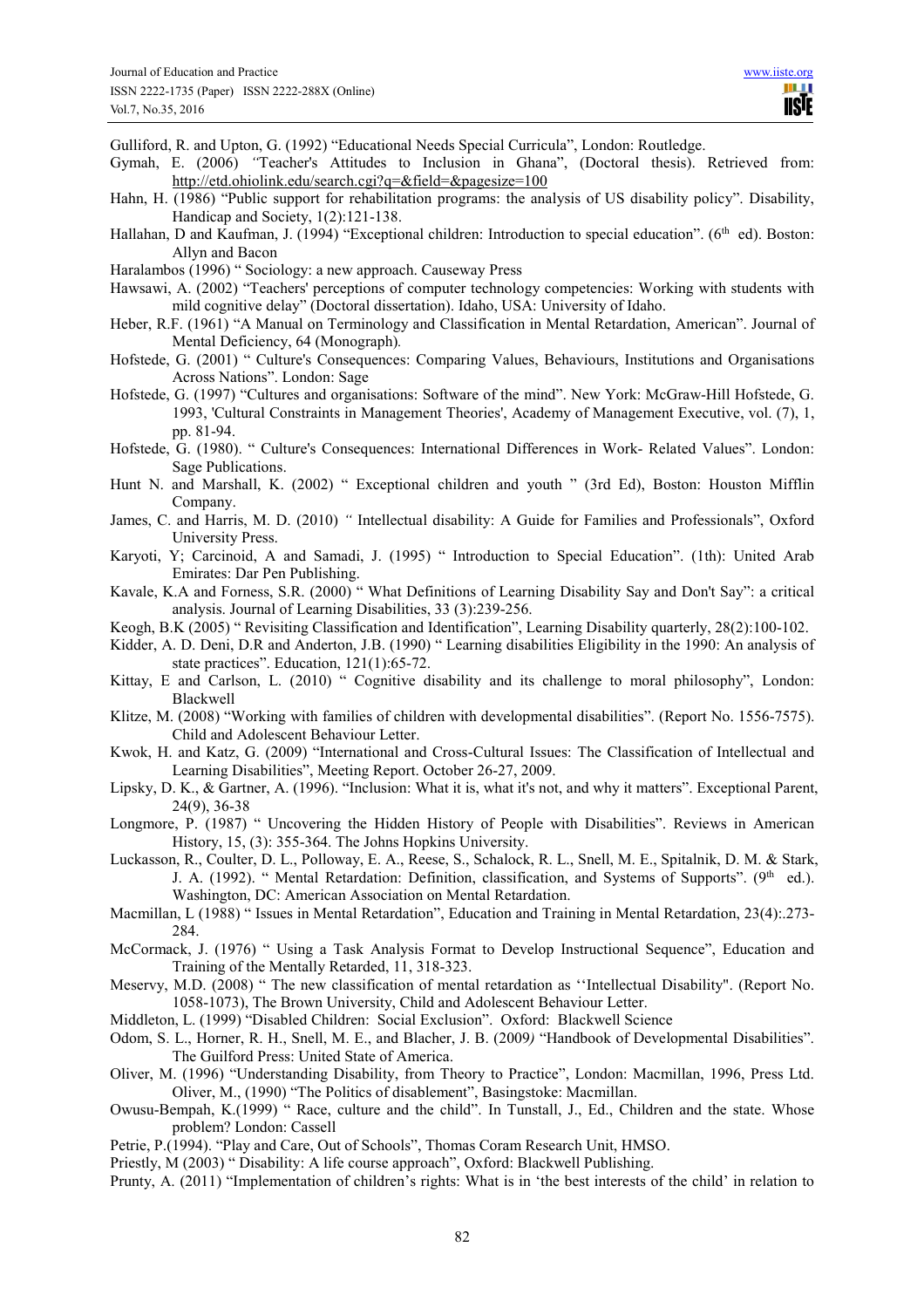Gulliford, R. and Upton, G. (1992) "Educational Needs Special Curricula", London: Routledge.

Gymah, E. (2006) "Teacher's Attitudes to Inclusion in Ghana", (Doctoral thesis). Retrieved from: http://etd.ohiolink.edu/search.cgi?q=&field=&pagesize=100

Hahn, H. (1986) "Public support for rehabilitation programs: the analysis of US disability policy". Disability, Handicap and Society, 1(2):121-138.

Hallahan, D and Kaufman, J. (1994) "Exceptional children: Introduction to special education". (6th ed). Boston: Allyn and Bacon

Haralambos (1996) " Sociology: a new approach. Causeway Press

Hawsawi, A. (2002) "Teachers' perceptions of computer technology competencies: Working with students with mild cognitive delay" (Doctoral dissertation). Idaho, USA: University of Idaho.

Heber, R.F. (1961) "A Manual on Terminology and Classification in Mental Retardation, American". Journal of Mental Deficiency, 64 (Monograph).

Hofstede, G. (2001) " Culture's Consequences: Comparing Values, Behaviours, Institutions and Organisations Across Nations". London: Sage

Hofstede, G. (1997) "Cultures and organisations: Software of the mind". New York: McGraw-Hill Hofstede, G. 1993, 'Cultural Constraints in Management Theories', Academy of Management Executive, vol. (7), 1, pp. 81-94.

Hofstede, G. (1980). " Culture's Consequences: International Differences in Work- Related Values". London: Sage Publications.

Hunt N. and Marshall, K. (2002) " Exceptional children and youth " (3rd Ed), Boston: Houston Mifflin Company.

James, C. and Harris, M. D. (2010) " Intellectual disability: A Guide for Families and Professionals", Oxford University Press.

Karyoti, Y; Carcinoid, A and Samadi, J. (1995) " Introduction to Special Education". (1th): United Arab Emirates: Dar Pen Publishing.

Kavale, K.A and Forness, S.R. (2000) " What Definitions of Learning Disability Say and Don't Say": a critical analysis. Journal of Learning Disabilities, 33 (3):239-256.

Keogh, B.K (2005) " Revisiting Classification and Identification", Learning Disability quarterly, 28(2):100-102.

Kidder, A. D. Deni, D.R and Anderton, J.B. (1990) " Learning disabilities Eligibility in the 1990: An analysis of state practices". Education, 121(1):65-72.

Kittay, E and Carlson, L. (2010) " Cognitive disability and its challenge to moral philosophy", London: Blackwell

Klitze, M. (2008) "Working with families of children with developmental disabilities". (Report No. 1556-7575). Child and Adolescent Behaviour Letter.

Kwok, H. and Katz, G. (2009) "International and Cross-Cultural Issues: The Classification of Intellectual and Learning Disabilities", Meeting Report. October 26-27, 2009.

Lipsky, D. K., & Gartner, A. (1996). "Inclusion: What it is, what it's not, and why it matters". Exceptional Parent, 24(9), 36-38

Longmore, P. (1987) " Uncovering the Hidden History of People with Disabilities". Reviews in American History, 15, (3): 355-364. The Johns Hopkins University.

Luckasson, R., Coulter, D. L., Polloway, E. A., Reese, S., Schalock, R. L., Snell, M. E., Spitalnik, D. M. & Stark, J. A. (1992). " Mental Retardation: Definition, classification, and Systems of Supports". (9th ed.). Washington, DC: American Association on Mental Retardation.

Macmillan, L (1988) " Issues in Mental Retardation", Education and Training in Mental Retardation, 23(4):.273-284.

McCormack, J. (1976) " Using a Task Analysis Format to Develop Instructional Sequence", Education and Training of the Mentally Retarded, 11, 318-323.

Meservy, M.D. (2008) " The new classification of mental retardation as ''Intellectual Disability". (Report No. 1058-1073), The Brown University, Child and Adolescent Behaviour Letter.

Middleton, L. (1999) "Disabled Children: Social Exclusion". Oxford: Blackwell Science

Odom, S. L., Horner, R. H., Snell, M. E., and Blacher, J. B. (2009) "Handbook of Developmental Disabilities". The Guilford Press: United State of America.

Oliver, M. (1996) "Understanding Disability, from Theory to Practice", London: Macmillan, 1996, Press Ltd. Oliver, M., (1990) "The Politics of disablement", Basingstoke: Macmillan.

Owusu-Bempah, K.(1999) " Race, culture and the child". In Tunstall, J., Ed., Children and the state. Whose problem? London: Cassell

Petrie, P.(1994). "Play and Care, Out of Schools", Thomas Coram Research Unit, HMSO.

Priestly, M (2003) " Disability: A life course approach", Oxford: Blackwell Publishing.

Prunty, A. (2011) "Implementation of children's rights: What is in 'the best interests of the child' in relation to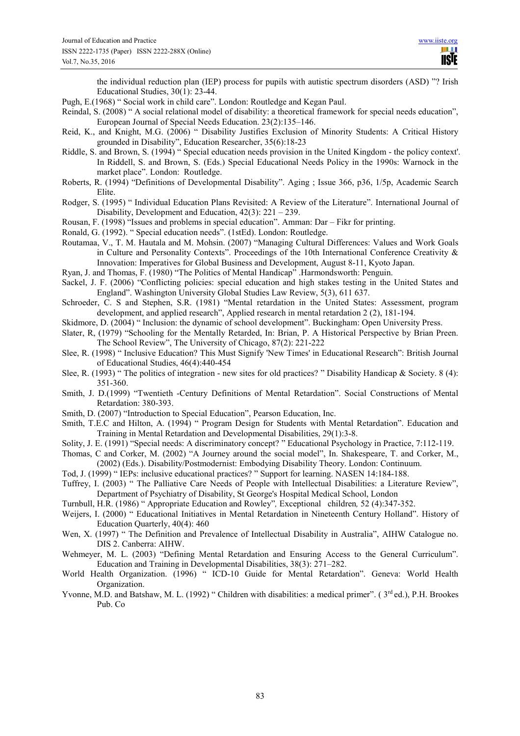the individual reduction plan (IEP) process for pupils with autistic spectrum disorders (ASD) "? Irish Educational Studies, 30(1): 23-44.

Pugh, E.(1968) " Social work in child care". London: Routledge and Kegan Paul.

Reindal, S. (2008) " A social relational model of disability: a theoretical framework for special needs education", European Journal of Special Needs Education. 23(2):135–146.

Reid, K., and Knight, M.G. (2006) " Disability Justifies Exclusion of Minority Students: A Critical History grounded in Disability", Education Researcher, 35(6):18-23

Riddle, S. and Brown, S. (1994) " Special education needs provision in the United Kingdom - the policy context'. In Riddell, S. and Brown, S. (Eds.) Special Educational Needs Policy in the 1990s: Warnock in the market place". London: Routledge.

Roberts, R. (1994) "Definitions of Developmental Disability". Aging ; Issue 366, p36, 1/5p, Academic Search Elite.

Rodger, S. (1995) " Individual Education Plans Revisited: A Review of the Literature". International Journal of Disability, Development and Education, 42(3): 221 – 239.

Rousan, F. (1998) "Issues and problems in special education". Amman: Dar – Fikr for printing.

Ronald, G. (1992). " Special education needs". (1stEd). London: Routledge.

Routamaa, V., T. M. Hautala and M. Mohsin. (2007) "Managing Cultural Differences: Values and Work Goals in Culture and Personality Contexts". Proceedings of the 10th International Conference Creativity & Innovation: Imperatives for Global Business and Development, August 8-11, Kyoto Japan.

Ryan, J. and Thomas, F. (1980) "The Politics of Mental Handicap" .Harmondsworth: Penguin.

Sackel, J. F. (2006) "Conflicting policies: special education and high stakes testing in the United States and England". Washington University Global Studies Law Review, 5(3), 611 637.

Schroeder, C. S and Stephen, S.R. (1981) "Mental retardation in the United States: Assessment, program development, and applied research", Applied research in mental retardation 2 (2), 181-194.

Skidmore, D. (2004) " Inclusion: the dynamic of school development". Buckingham: Open University Press.

Slater, R, (1979) "Schooling for the Mentally Retarded, In: Brian, P. A Historical Perspective by Brian Preen. The School Review", The University of Chicago, 87(2): 221-222

Slee, R. (1998) " Inclusive Education? This Must Signify 'New Times' in Educational Research": British Journal of Educational Studies, 46(4):440-454

Slee, R. (1993) " The politics of integration - new sites for old practices? " Disability Handicap & Society. 8 (4): 351-360.

Smith, J. D.(1999) "Twentieth -Century Definitions of Mental Retardation". Social Constructions of Mental Retardation: 380-393.

Smith, D. (2007) "Introduction to Special Education", Pearson Education, Inc.

Smith, T.E.C and Hilton, A. (1994) " Program Design for Students with Mental Retardation". Education and Training in Mental Retardation and Developmental Disabilities, 29(1):3-8.

Solity, J. E. (1991) "Special needs: A discriminatory concept? " Educational Psychology in Practice, 7:112-119.

Thomas, C and Corker, M. (2002) "A Journey around the social model", In. Shakespeare, T. and Corker, M., (2002) (Eds.). Disability/Postmodernist: Embodying Disability Theory. London: Continuum.

Tod, J. (1999) " IEPs: inclusive educational practices? " Support for learning. NASEN 14:184-188.

Tuffrey, I. (2003) " The Palliative Care Needs of People with Intellectual Disabilities: a Literature Review", Department of Psychiatry of Disability, St George's Hospital Medical School, London

Turnbull, H.R. (1986) " Appropriate Education and Rowley", *Exceptional children*, 52 (4):347-352.

Weijers, I. (2000) " Educational Initiatives in Mental Retardation in Nineteenth Century Holland". History of Education Quarterly, 40(4): 460

Wen, X. (1997) " The Definition and Prevalence of Intellectual Disability in Australia", AIHW Catalogue no. DIS 2. Canberra: AIHW.

Wehmeyer, M. L. (2003) "Defining Mental Retardation and Ensuring Access to the General Curriculum". Education and Training in Developmental Disabilities, 38(3): 271–282.

World Health Organization. (1996) " ICD-10 Guide for Mental Retardation". Geneva: World Health Organization.

Yvonne, M.D. and Batshaw, M. L. (1992) " Children with disabilities: a medical primer". ( 3rd ed.), P.H. Brookes Pub. Co